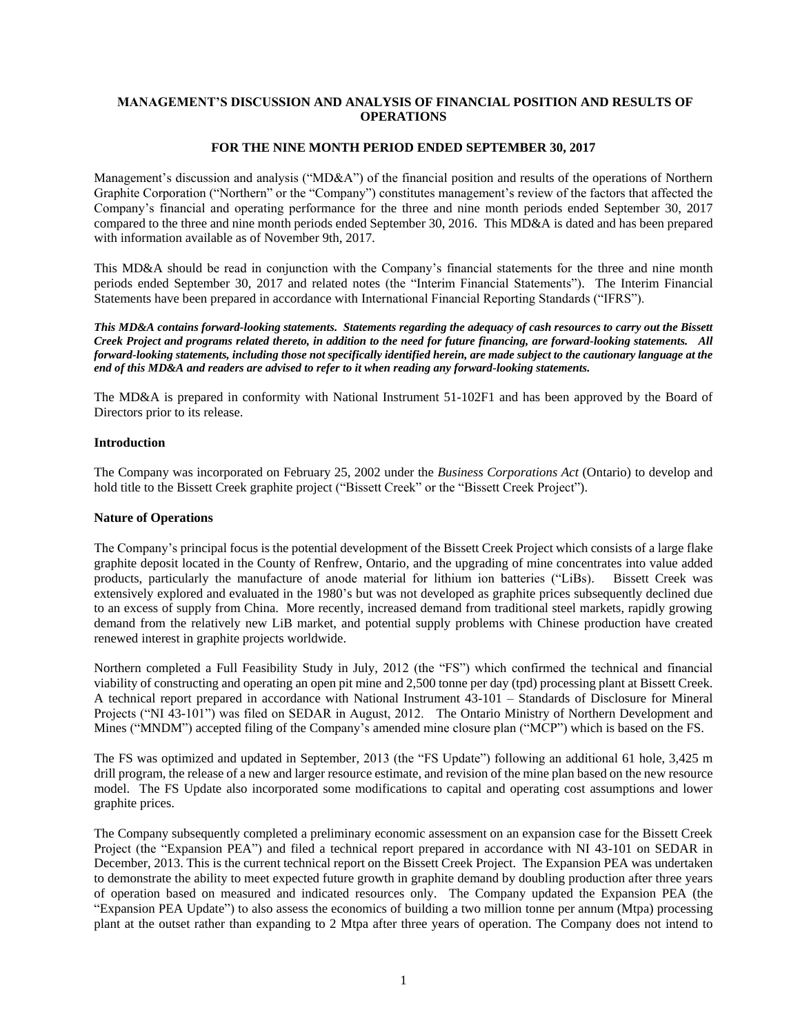# MANAGEMENT'S DISCUSSION AND ANALYSIS OF FINANCIAL POSITION AND RESULTS OF OPERATIONS

## FOR THE NINE MONTH PERIOD ENDED SEPTEMBER 30, 2017

Management's discussion and analysis ("MD&A") of the financial position and results of the operations of Northern Graphite Corporation ("Northern" or the "Company") constitutes management's review of the factors that affected the Company's financial and operating performance for the three and nine month periods ended September 30, 2017 compared to the three and nine month periods ended September 30, 2016. This MD&A is dated and has been prepared with information available as of November 9th, 2017.

This MD&A should be read in conjunction with the Company's financial statements for the three and nine month periods ended September 30, 2017 and related notes (the "Interim Financial Statements"). The Interim Financial Statements have been prepared in accordance with International Financial Reporting Standards ("IFRS").

***This MD&A contains forward-looking statements. Statements regarding the adequacy of cash resources to carry out the Bissett Creek Project and programs related thereto, in addition to the need for future financing, are forward-looking statements. All forward-looking statements, including those not specifically identified herein, are made subject to the cautionary language at the end of this MD&A and readers are advised to refer to it when reading any forward-looking statements.***

The MD&A is prepared in conformity with National Instrument 51-102F1 and has been approved by the Board of Directors prior to its release.

### Introduction

The Company was incorporated on February 25, 2002 under the *Business Corporations Act* (Ontario) to develop and hold title to the Bissett Creek graphite project ("Bissett Creek" or the "Bissett Creek Project").

### Nature of Operations

The Company's principal focus is the potential development of the Bissett Creek Project which consists of a large flake graphite deposit located in the County of Renfrew, Ontario, and the upgrading of mine concentrates into value added products, particularly the manufacture of anode material for lithium ion batteries ("LiBs"). Bissett Creek was extensively explored and evaluated in the 1980's but was not developed as graphite prices subsequently declined due to an excess of supply from China. More recently, increased demand from traditional steel markets, rapidly growing demand from the relatively new LiB market, and potential supply problems with Chinese production have created renewed interest in graphite projects worldwide.

Northern completed a Full Feasibility Study in July, 2012 (the "FS") which confirmed the technical and financial viability of constructing and operating an open pit mine and 2,500 tonne per day (tpd) processing plant at Bissett Creek. A technical report prepared in accordance with National Instrument 43-101 – Standards of Disclosure for Mineral Projects ("NI 43-101") was filed on SEDAR in August, 2012. The Ontario Ministry of Northern Development and Mines ("MNDM") accepted filing of the Company's amended mine closure plan ("MCP") which is based on the FS.

The FS was optimized and updated in September, 2013 (the "FS Update") following an additional 61 hole, 3,425 m drill program, the release of a new and larger resource estimate, and revision of the mine plan based on the new resource model. The FS Update also incorporated some modifications to capital and operating cost assumptions and lower graphite prices.

The Company subsequently completed a preliminary economic assessment on an expansion case for the Bissett Creek Project (the "Expansion PEA") and filed a technical report prepared in accordance with NI 43-101 on SEDAR in December, 2013. This is the current technical report on the Bissett Creek Project. The Expansion PEA was undertaken to demonstrate the ability to meet expected future growth in graphite demand by doubling production after three years of operation based on measured and indicated resources only. The Company updated the Expansion PEA (the "Expansion PEA Update") to also assess the economics of building a two million tonne per annum (Mtpa) processing plant at the outset rather than expanding to 2 Mtpa after three years of operation. The Company does not intend to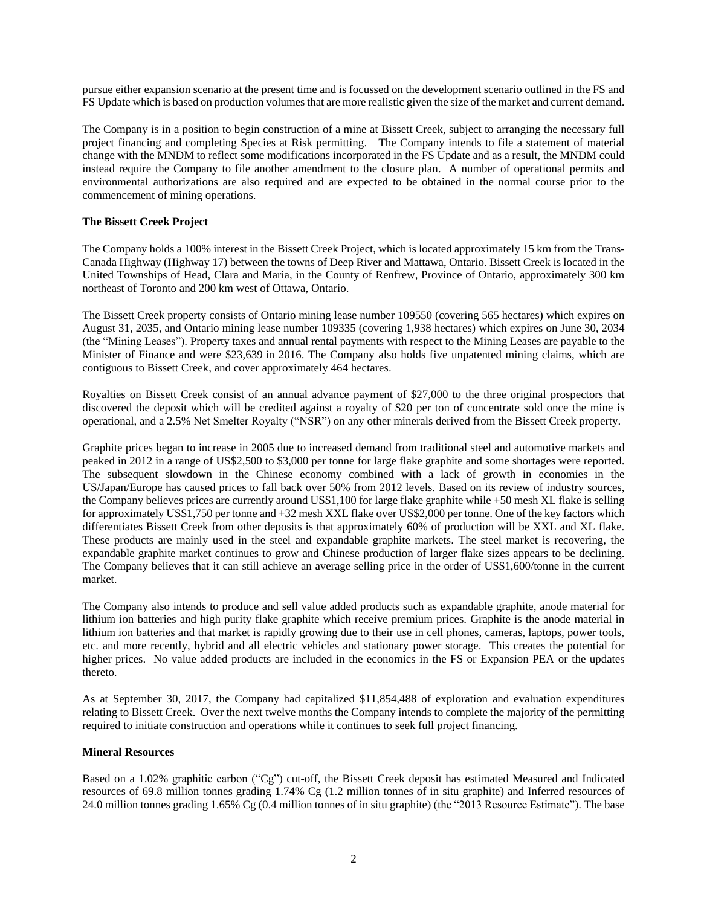pursue either expansion scenario at the present time and is focussed on the development scenario outlined in the FS and FS Update which is based on production volumes that are more realistic given the size of the market and current demand.

The Company is in a position to begin construction of a mine at Bissett Creek, subject to arranging the necessary full project financing and completing Species at Risk permitting. The Company intends to file a statement of material change with the MNDM to reflect some modifications incorporated in the FS Update and as a result, the MNDM could instead require the Company to file another amendment to the closure plan. A number of operational permits and environmental authorizations are also required and are expected to be obtained in the normal course prior to the commencement of mining operations.

**The Bissett Creek Project**

The Company holds a 100% interest in the Bissett Creek Project, which is located approximately 15 km from the Trans-Canada Highway (Highway 17) between the towns of Deep River and Mattawa, Ontario. Bissett Creek is located in the United Townships of Head, Clara and Maria, in the County of Renfrew, Province of Ontario, approximately 300 km northeast of Toronto and 200 km west of Ottawa, Ontario.

The Bissett Creek property consists of Ontario mining lease number 109550 (covering 565 hectares) which expires on August 31, 2035, and Ontario mining lease number 109335 (covering 1,938 hectares) which expires on June 30, 2034 (the "Mining Leases"). Property taxes and annual rental payments with respect to the Mining Leases are payable to the Minister of Finance and were $23,639 in 2016. The Company also holds five unpatented mining claims, which are contiguous to Bissett Creek, and cover approximately 464 hectares.

Royalties on Bissett Creek consist of an annual advance payment of $27,000 to the three original prospectors that discovered the deposit which will be credited against a royalty of $20 per ton of concentrate sold once the mine is operational, and a 2.5% Net Smelter Royalty ("NSR") on any other minerals derived from the Bissett Creek property.

Graphite prices began to increase in 2005 due to increased demand from traditional steel and automotive markets and peaked in 2012 in a range of US$2,500 to $3,000 per tonne for large flake graphite and some shortages were reported. The subsequent slowdown in the Chinese economy combined with a lack of growth in economies in the US/Japan/Europe has caused prices to fall back over 50% from 2012 levels. Based on its review of industry sources, the Company believes prices are currently around US$1,100 for large flake graphite while +50 mesh XL flake is selling for approximately US$1,750 per tonne and +32 mesh XXL flake over US$2,000 per tonne. One of the key factors which differentiates Bissett Creek from other deposits is that approximately 60% of production will be XXL and XL flake. These products are mainly used in the steel and expandable graphite markets. The steel market is recovering, the expandable graphite market continues to grow and Chinese production of larger flake sizes appears to be declining. The Company believes that it can still achieve an average selling price in the order of US$1,600/tonne in the current market.

The Company also intends to produce and sell value added products such as expandable graphite, anode material for lithium ion batteries and high purity flake graphite which receive premium prices. Graphite is the anode material in lithium ion batteries and that market is rapidly growing due to their use in cell phones, cameras, laptops, power tools, etc. and more recently, hybrid and all electric vehicles and stationary power storage. This creates the potential for higher prices. No value added products are included in the economics in the FS or Expansion PEA or the updates thereto.

As at September 30, 2017, the Company had capitalized $11,854,488 of exploration and evaluation expenditures relating to Bissett Creek. Over the next twelve months the Company intends to complete the majority of the permitting required to initiate construction and operations while it continues to seek full project financing.

**Mineral Resources**

Based on a 1.02% graphitic carbon ("Cg") cut-off, the Bissett Creek deposit has estimated Measured and Indicated resources of 69.8 million tonnes grading 1.74% Cg (1.2 million tonnes of in situ graphite) and Inferred resources of 24.0 million tonnes grading 1.65% Cg (0.4 million tonnes of in situ graphite) (the "2013 Resource Estimate"). The base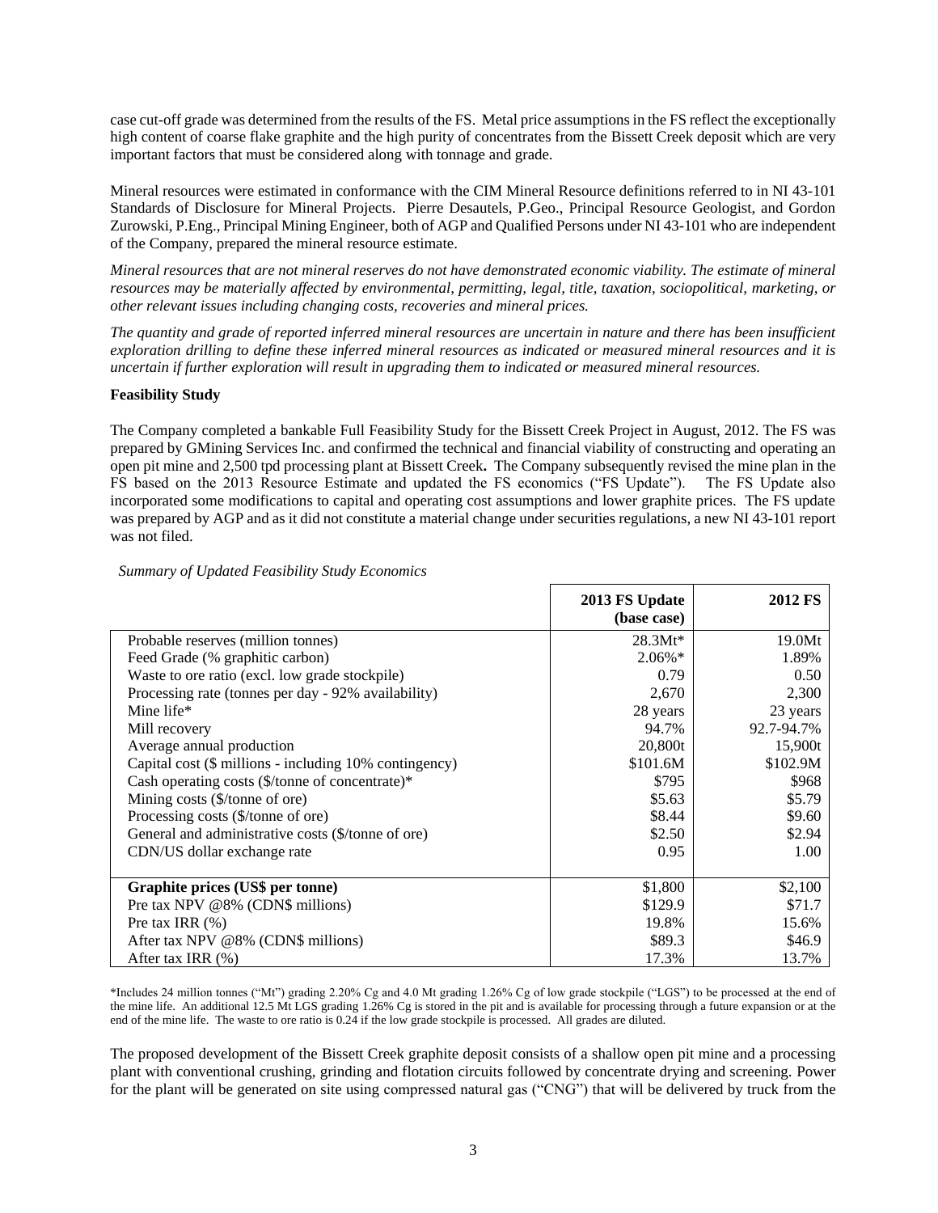case cut-off grade was determined from the results of the FS. Metal price assumptions in the FS reflect the exceptionally high content of coarse flake graphite and the high purity of concentrates from the Bissett Creek deposit which are very important factors that must be considered along with tonnage and grade.

Mineral resources were estimated in conformance with the CIM Mineral Resource definitions referred to in NI 43-101 Standards of Disclosure for Mineral Projects. Pierre Desautels, P.Geo., Principal Resource Geologist, and Gordon Zurowski, P.Eng., Principal Mining Engineer, both of AGP and Qualified Persons under NI 43-101 who are independent of the Company, prepared the mineral resource estimate.

*Mineral resources that are not mineral reserves do not have demonstrated economic viability. The estimate of mineral resources may be materially affected by environmental, permitting, legal, title, taxation, sociopolitical, marketing, or other relevant issues including changing costs, recoveries and mineral prices.*

*The quantity and grade of reported inferred mineral resources are uncertain in nature and there has been insufficient exploration drilling to define these inferred mineral resources as indicated or measured mineral resources and it is uncertain if further exploration will result in upgrading them to indicated or measured mineral resources.*

**Feasibility Study**

The Company completed a bankable Full Feasibility Study for the Bissett Creek Project in August, 2012. The FS was prepared by GMining Services Inc. and confirmed the technical and financial viability of constructing and operating an open pit mine and 2,500 tpd processing plant at Bissett Creek**.** The Company subsequently revised the mine plan in the FS based on the 2013 Resource Estimate and updated the FS economics ("FS Update"). The FS Update also incorporated some modifications to capital and operating cost assumptions and lower graphite prices. The FS update was prepared by AGP and as it did not constitute a material change under securities regulations, a new NI 43-101 report was not filed.

*Summary of Updated Feasibility Study Economics*

| | **2013 FS Update (base case)** | **2012 FS** |
|---|---|---|
| Probable reserves (million tonnes) | 28.3Mt* | 19.0Mt |
| Feed Grade (% graphitic carbon) | 2.06%* | 1.89% |
| Waste to ore ratio (excl. low grade stockpile) | 0.79 | 0.50 |
| Processing rate (tonnes per day - 92% availability) | 2,670 | 2,300 |
| Mine life* | 28 years | 23 years |
| Mill recovery | 94.7% | 92.7-94.7% |
| Average annual production | 20,800t | 15,900t |
| Capital cost ($ millions - including 10% contingency) | $101.6M | $102.9M |
| Cash operating costs ($/tonne of concentrate)* | $795 | $968 |
| Mining costs ($/tonne of ore) | $5.63 | $5.79 |
| Processing costs ($/tonne of ore) | $8.44 | $9.60 |
| General and administrative costs ($/tonne of ore) | $2.50 | $2.94 |
| CDN/US dollar exchange rate | 0.95 | 1.00 |
| | | |
| **Graphite prices (US$ per tonne)** | $1,800 | $2,100 |
| Pre tax NPV @8% (CDN$ millions) | $129.9 | $71.7 |
| Pre tax IRR (%) | 19.8% | 15.6% |
| After tax NPV @8% (CDN$ millions) | $89.3 | $46.9 |
| After tax IRR (%) | 17.3% | 13.7% |

*Includes 24 million tonnes ("Mt") grading 2.20% Cg and 4.0 Mt grading 1.26% Cg of low grade stockpile ("LGS") to be processed at the end of the mine life. An additional 12.5 Mt LGS grading 1.26% Cg is stored in the pit and is available for processing through a future expansion or at the end of the mine life. The waste to ore ratio is 0.24 if the low grade stockpile is processed. All grades are diluted.

The proposed development of the Bissett Creek graphite deposit consists of a shallow open pit mine and a processing plant with conventional crushing, grinding and flotation circuits followed by concentrate drying and screening. Power for the plant will be generated on site using compressed natural gas ("CNG") that will be delivered by truck from the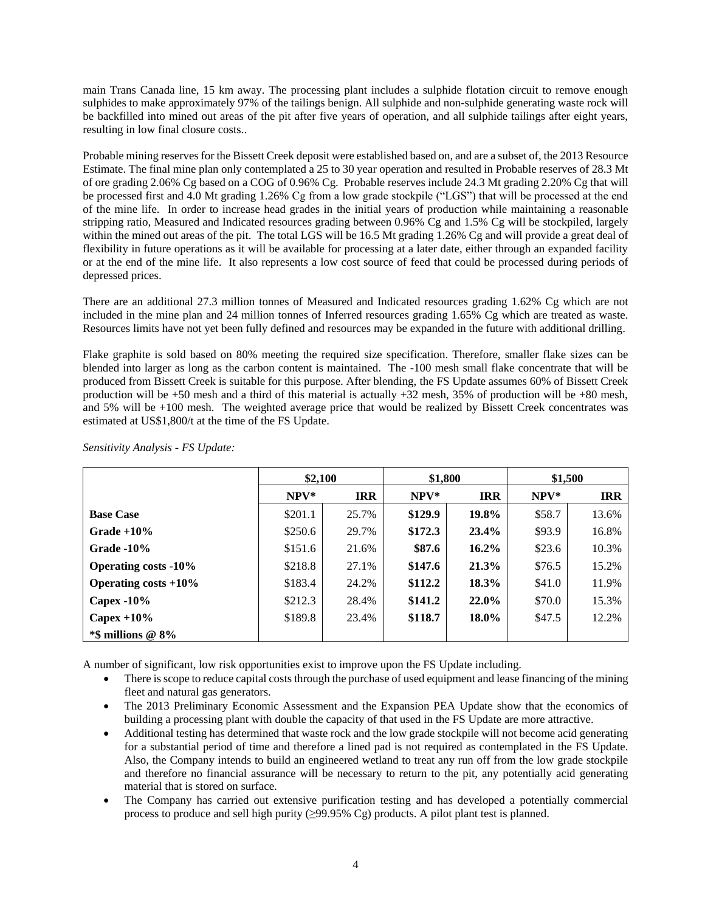main Trans Canada line, 15 km away. The processing plant includes a sulphide flotation circuit to remove enough sulphides to make approximately 97% of the tailings benign. All sulphide and non-sulphide generating waste rock will be backfilled into mined out areas of the pit after five years of operation, and all sulphide tailings after eight years, resulting in low final closure costs..

Probable mining reserves for the Bissett Creek deposit were established based on, and are a subset of, the 2013 Resource Estimate. The final mine plan only contemplated a 25 to 30 year operation and resulted in Probable reserves of 28.3 Mt of ore grading 2.06% Cg based on a COG of 0.96% Cg. Probable reserves include 24.3 Mt grading 2.20% Cg that will be processed first and 4.0 Mt grading 1.26% Cg from a low grade stockpile ("LGS") that will be processed at the end of the mine life. In order to increase head grades in the initial years of production while maintaining a reasonable stripping ratio, Measured and Indicated resources grading between 0.96% Cg and 1.5% Cg will be stockpiled, largely within the mined out areas of the pit. The total LGS will be 16.5 Mt grading 1.26% Cg and will provide a great deal of flexibility in future operations as it will be available for processing at a later date, either through an expanded facility or at the end of the mine life. It also represents a low cost source of feed that could be processed during periods of depressed prices.

There are an additional 27.3 million tonnes of Measured and Indicated resources grading 1.62% Cg which are not included in the mine plan and 24 million tonnes of Inferred resources grading 1.65% Cg which are treated as waste. Resources limits have not yet been fully defined and resources may be expanded in the future with additional drilling.

Flake graphite is sold based on 80% meeting the required size specification. Therefore, smaller flake sizes can be blended into larger as long as the carbon content is maintained. The -100 mesh small flake concentrate that will be produced from Bissett Creek is suitable for this purpose. After blending, the FS Update assumes 60% of Bissett Creek production will be +50 mesh and a third of this material is actually +32 mesh, 35% of production will be +80 mesh, and 5% will be +100 mesh. The weighted average price that would be realized by Bissett Creek concentrates was estimated at US$1,800/t at the time of the FS Update.

*Sensitivity Analysis - FS Update:*

| | $2,100 | | $1,800 | | $1,500 | |
|---|---|---|---|---|---|---|
| | NPV* | IRR | NPV* | IRR | NPV* | IRR |
| **Base Case** | $201.1 | 25.7% | **$129.9** | **19.8%** | $58.7 | 13.6% |
| **Grade +10%** | $250.6 | 29.7% | **$172.3** | **23.4%** | $93.9 | 16.8% |
| **Grade -10%** | $151.6 | 21.6% | **$87.6** | **16.2%** | $23.6 | 10.3% |
| **Operating costs -10%** | $218.8 | 27.1% | **$147.6** | **21.3%** | $76.5 | 15.2% |
| **Operating costs +10%** | $183.4 | 24.2% | **$112.2** | **18.3%** | $41.0 | 11.9% |
| **Capex -10%** | $212.3 | 28.4% | **$141.2** | **22.0%** | $70.0 | 15.3% |
| **Capex +10%** | $189.8 | 23.4% | **$118.7** | **18.0%** | $47.5 | 12.2% |
| ***$ millions @ 8%** | | | | | | |

A number of significant, low risk opportunities exist to improve upon the FS Update including.

- There is scope to reduce capital costs through the purchase of used equipment and lease financing of the mining fleet and natural gas generators.
- The 2013 Preliminary Economic Assessment and the Expansion PEA Update show that the economics of building a processing plant with double the capacity of that used in the FS Update are more attractive.
- Additional testing has determined that waste rock and the low grade stockpile will not become acid generating for a substantial period of time and therefore a lined pad is not required as contemplated in the FS Update. Also, the Company intends to build an engineered wetland to treat any run off from the low grade stockpile and therefore no financial assurance will be necessary to return to the pit, any potentially acid generating material that is stored on surface.
- The Company has carried out extensive purification testing and has developed a potentially commercial process to produce and sell high purity (≥99.95% Cg) products. A pilot plant test is planned.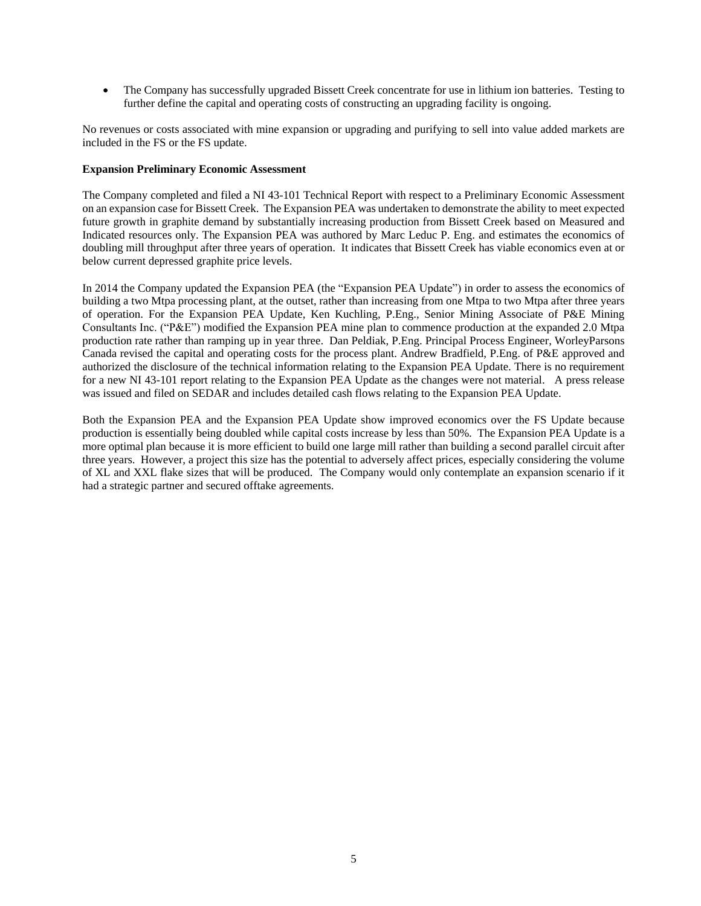- The Company has successfully upgraded Bissett Creek concentrate for use in lithium ion batteries. Testing to further define the capital and operating costs of constructing an upgrading facility is ongoing.

No revenues or costs associated with mine expansion or upgrading and purifying to sell into value added markets are included in the FS or the FS update.

**Expansion Preliminary Economic Assessment**

The Company completed and filed a NI 43-101 Technical Report with respect to a Preliminary Economic Assessment on an expansion case for Bissett Creek. The Expansion PEA was undertaken to demonstrate the ability to meet expected future growth in graphite demand by substantially increasing production from Bissett Creek based on Measured and Indicated resources only. The Expansion PEA was authored by Marc Leduc P. Eng. and estimates the economics of doubling mill throughput after three years of operation. It indicates that Bissett Creek has viable economics even at or below current depressed graphite price levels.

In 2014 the Company updated the Expansion PEA (the "Expansion PEA Update") in order to assess the economics of building a two Mtpa processing plant, at the outset, rather than increasing from one Mtpa to two Mtpa after three years of operation. For the Expansion PEA Update, Ken Kuchling, P.Eng., Senior Mining Associate of P&E Mining Consultants Inc. ("P&E") modified the Expansion PEA mine plan to commence production at the expanded 2.0 Mtpa production rate rather than ramping up in year three. Dan Peldiak, P.Eng. Principal Process Engineer, WorleyParsons Canada revised the capital and operating costs for the process plant. Andrew Bradfield, P.Eng. of P&E approved and authorized the disclosure of the technical information relating to the Expansion PEA Update. There is no requirement for a new NI 43-101 report relating to the Expansion PEA Update as the changes were not material. A press release was issued and filed on SEDAR and includes detailed cash flows relating to the Expansion PEA Update.

Both the Expansion PEA and the Expansion PEA Update show improved economics over the FS Update because production is essentially being doubled while capital costs increase by less than 50%. The Expansion PEA Update is a more optimal plan because it is more efficient to build one large mill rather than building a second parallel circuit after three years. However, a project this size has the potential to adversely affect prices, especially considering the volume of XL and XXL flake sizes that will be produced. The Company would only contemplate an expansion scenario if it had a strategic partner and secured offtake agreements.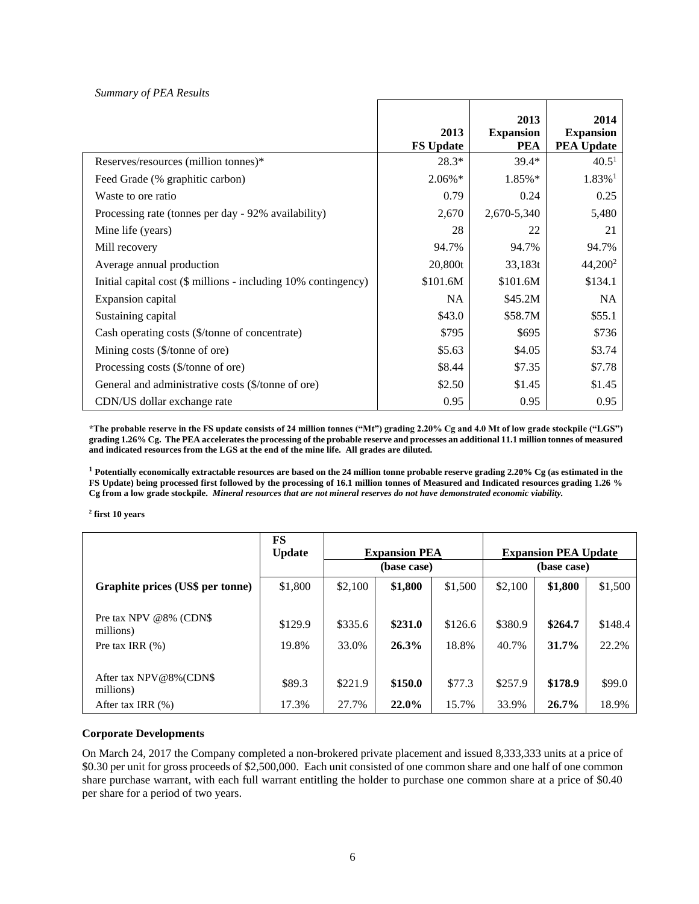*Summary of PEA Results*

| | 2013 FS Update | 2013 Expansion PEA | 2014 Expansion PEA Update |
|---|---|---|---|
| Reserves/resources (million tonnes)* | 28.3* | 39.4* | 40.5[1] |
| Feed Grade (% graphitic carbon) | 2.06%* | 1.85%* | 1.83%[1] |
| Waste to ore ratio | 0.79 | 0.24 | 0.25 |
| Processing rate (tonnes per day - 92% availability) | 2,670 | 2,670-5,340 | 5,480 |
| Mine life (years) | 28 | 22 | 21 |
| Mill recovery | 94.7% | 94.7% | 94.7% |
| Average annual production | 20,800t | 33,183t | 44,200[2] |
| Initial capital cost ($ millions - including 10% contingency) | $101.6M | $101.6M | $134.1 |
| Expansion capital | NA | $45.2M | NA |
| Sustaining capital | $43.0 | $58.7M | $55.1 |
| Cash operating costs ($/tonne of concentrate) | $795 | $695 | $736 |
| Mining costs ($/tonne of ore) | $5.63 | $4.05 | $3.74 |
| Processing costs ($/tonne of ore) | $8.44 | $7.35 | $7.78 |
| General and administrative costs ($/tonne of ore) | $2.50 | $1.45 | $1.45 |
| CDN/US dollar exchange rate | 0.95 | 0.95 | 0.95 |

**\*The probable reserve in the FS update consists of 24 million tonnes ("Mt") grading 2.20% Cg and 4.0 Mt of low grade stockpile ("LGS") grading 1.26% Cg. The PEA accelerates the processing of the probable reserve and processes an additional 11.1 million tonnes of measured and indicated resources from the LGS at the end of the mine life. All grades are diluted.**

**[1] Potentially economically extractable resources are based on the 24 million tonne probable reserve grading 2.20% Cg (as estimated in the FS Update) being processed first followed by the processing of 16.1 million tonnes of Measured and Indicated resources grading 1.26 % Cg from a low grade stockpile. *Mineral resources that are not mineral reserves do not have demonstrated economic viability.***

**[2] first 10 years**

| | FS Update | Expansion PEA (base case) | | | Expansion PEA Update (base case) | | |
|---|---|---|---|---|---|---|---|
| **Graphite prices (US$ per tonne)** | $1,800 | $2,100 | **$1,800** | $1,500 | $2,100 | **$1,800** | $1,500 |
| Pre tax NPV @8% (CDN$ millions) | $129.9 | $335.6 | **$231.0** | $126.6 | $380.9 | **$264.7** | $148.4 |
| Pre tax IRR (%) | 19.8% | 33.0% | **26.3%** | 18.8% | 40.7% | **31.7%** | 22.2% |
| After tax NPV@8%(CDN$ millions) | $89.3 | $221.9 | **$150.0** | $77.3 | $257.9 | **$178.9** | $99.0 |
| After tax IRR (%) | 17.3% | 27.7% | **22.0%** | 15.7% | 33.9% | **26.7%** | 18.9% |

**Corporate Developments**

On March 24, 2017 the Company completed a non-brokered private placement and issued 8,333,333 units at a price of $0.30 per unit for gross proceeds of $2,500,000. Each unit consisted of one common share and one half of one common share purchase warrant, with each full warrant entitling the holder to purchase one common share at a price of $0.40 per share for a period of two years.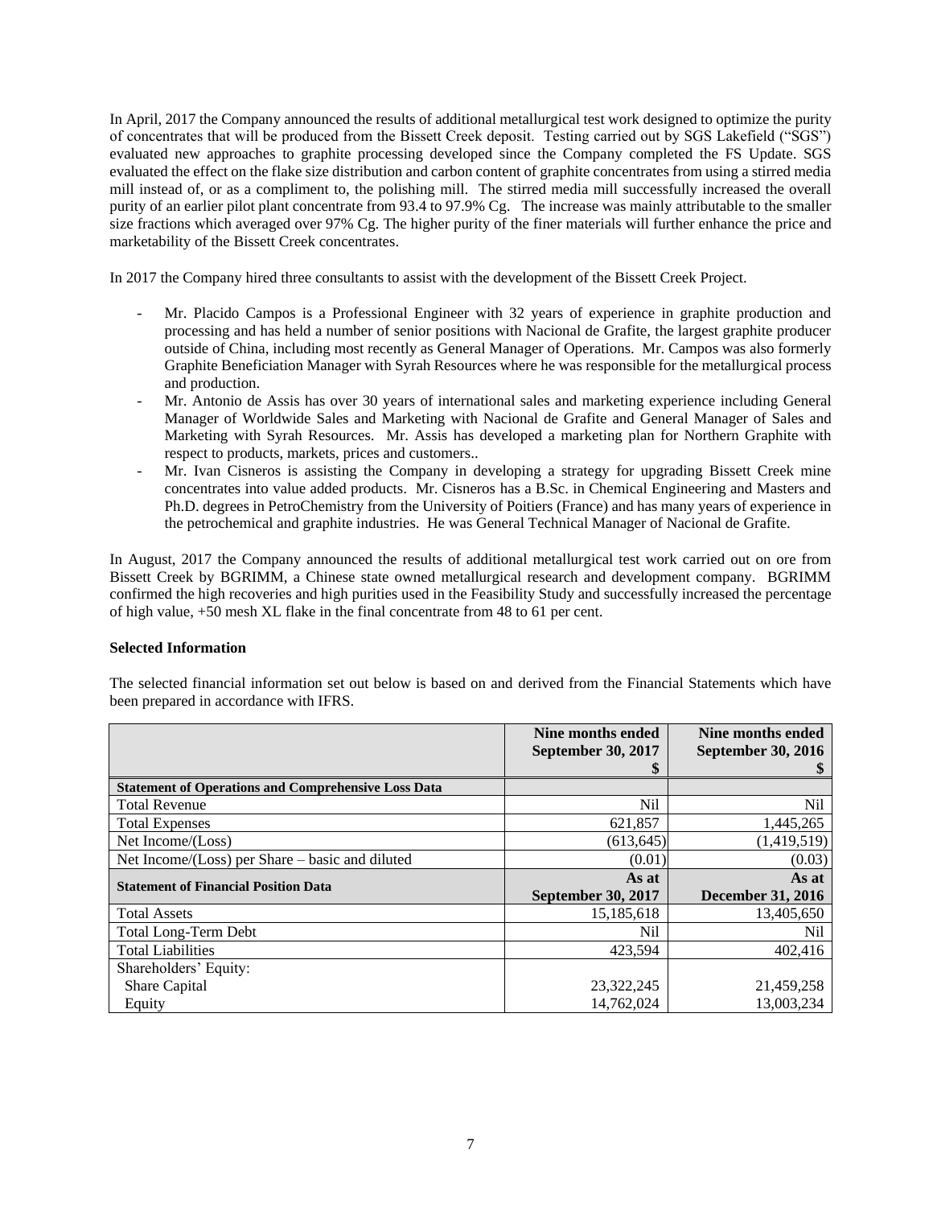In April, 2017 the Company announced the results of additional metallurgical test work designed to optimize the purity of concentrates that will be produced from the Bissett Creek deposit. Testing carried out by SGS Lakefield ("SGS") evaluated new approaches to graphite processing developed since the Company completed the FS Update. SGS evaluated the effect on the flake size distribution and carbon content of graphite concentrates from using a stirred media mill instead of, or as a compliment to, the polishing mill. The stirred media mill successfully increased the overall purity of an earlier pilot plant concentrate from 93.4 to 97.9% Cg. The increase was mainly attributable to the smaller size fractions which averaged over 97% Cg. The higher purity of the finer materials will further enhance the price and marketability of the Bissett Creek concentrates.

In 2017 the Company hired three consultants to assist with the development of the Bissett Creek Project.

- Mr. Placido Campos is a Professional Engineer with 32 years of experience in graphite production and processing and has held a number of senior positions with Nacional de Grafite, the largest graphite producer outside of China, including most recently as General Manager of Operations. Mr. Campos was also formerly Graphite Beneficiation Manager with Syrah Resources where he was responsible for the metallurgical process and production.
- Mr. Antonio de Assis has over 30 years of international sales and marketing experience including General Manager of Worldwide Sales and Marketing with Nacional de Grafite and General Manager of Sales and Marketing with Syrah Resources. Mr. Assis has developed a marketing plan for Northern Graphite with respect to products, markets, prices and customers..
- Mr. Ivan Cisneros is assisting the Company in developing a strategy for upgrading Bissett Creek mine concentrates into value added products. Mr. Cisneros has a B.Sc. in Chemical Engineering and Masters and Ph.D. degrees in PetroChemistry from the University of Poitiers (France) and has many years of experience in the petrochemical and graphite industries. He was General Technical Manager of Nacional de Grafite.

In August, 2017 the Company announced the results of additional metallurgical test work carried out on ore from Bissett Creek by BGRIMM, a Chinese state owned metallurgical research and development company. BGRIMM confirmed the high recoveries and high purities used in the Feasibility Study and successfully increased the percentage of high value, +50 mesh XL flake in the final concentrate from 48 to 61 per cent.

**Selected Information**

The selected financial information set out below is based on and derived from the Financial Statements which have been prepared in accordance with IFRS.

| | Nine months ended September 30, 2017 $ | Nine months ended September 30, 2016 $ |
|---|---|---|
| **Statement of Operations and Comprehensive Loss Data** | | |
| Total Revenue | Nil | Nil |
| Total Expenses | 621,857 | 1,445,265 |
| Net Income/(Loss) | (613,645) | (1,419,519) |
| Net Income/(Loss) per Share – basic and diluted | (0.01) | (0.03) |
| **Statement of Financial Position Data** | **As at September 30, 2017** | **As at December 31, 2016** |
| Total Assets | 15,185,618 | 13,405,650 |
| Total Long-Term Debt | Nil | Nil |
| Total Liabilities | 423,594 | 402,416 |
| Shareholders' Equity: | | |
| Share Capital | 23,322,245 | 21,459,258 |
| Equity | 14,762,024 | 13,003,234 |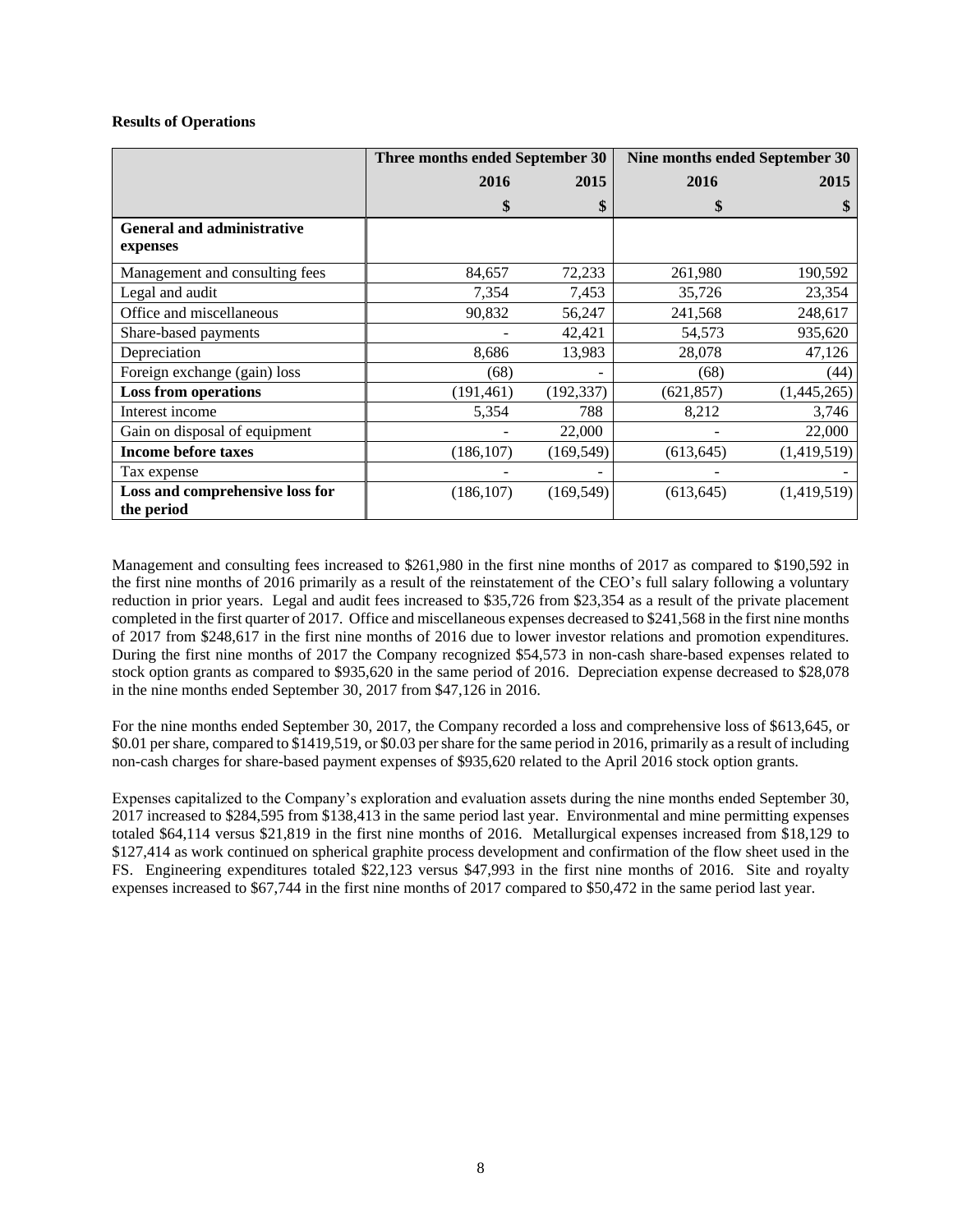### Results of Operations

| | Three months ended September 30 | | Nine months ended September 30 | |
|---|---|---|---|---|
| | **2016** | **2015** | **2016** | **2015** |
| | **$** | **$** | **$** | **$** |
| **General and administrative expenses** | | | | |
| Management and consulting fees | 84,657 | 72,233 | 261,980 | 190,592 |
| Legal and audit | 7,354 | 7,453 | 35,726 | 23,354 |
| Office and miscellaneous | 90,832 | 56,247 | 241,568 | 248,617 |
| Share-based payments | - | 42,421 | 54,573 | 935,620 |
| Depreciation | 8,686 | 13,983 | 28,078 | 47,126 |
| Foreign exchange (gain) loss | (68) | - | (68) | (44) |
| **Loss from operations** | (191,461) | (192,337) | (621,857) | (1,445,265) |
| Interest income | 5,354 | 788 | 8,212 | 3,746 |
| Gain on disposal of equipment | - | 22,000 | - | 22,000 |
| **Income before taxes** | (186,107) | (169,549) | (613,645) | (1,419,519) |
| Tax expense | - | - | - | - |
| **Loss and comprehensive loss for the period** | (186,107) | (169,549) | (613,645) | (1,419,519) |

Management and consulting fees increased to $261,980 in the first nine months of 2017 as compared to $190,592 in the first nine months of 2016 primarily as a result of the reinstatement of the CEO's full salary following a voluntary reduction in prior years. Legal and audit fees increased to $35,726 from $23,354 as a result of the private placement completed in the first quarter of 2017. Office and miscellaneous expenses decreased to $241,568 in the first nine months of 2017 from $248,617 in the first nine months of 2016 due to lower investor relations and promotion expenditures. During the first nine months of 2017 the Company recognized $54,573 in non-cash share-based expenses related to stock option grants as compared to $935,620 in the same period of 2016. Depreciation expense decreased to $28,078 in the nine months ended September 30, 2017 from $47,126 in 2016.

For the nine months ended September 30, 2017, the Company recorded a loss and comprehensive loss of $613,645, or $0.01 per share, compared to $1419,519, or $0.03 per share for the same period in 2016, primarily as a result of including non-cash charges for share-based payment expenses of $935,620 related to the April 2016 stock option grants.

Expenses capitalized to the Company's exploration and evaluation assets during the nine months ended September 30, 2017 increased to $284,595 from $138,413 in the same period last year. Environmental and mine permitting expenses totaled $64,114 versus $21,819 in the first nine months of 2016. Metallurgical expenses increased from $18,129 to $127,414 as work continued on spherical graphite process development and confirmation of the flow sheet used in the FS. Engineering expenditures totaled $22,123 versus $47,993 in the first nine months of 2016. Site and royalty expenses increased to $67,744 in the first nine months of 2017 compared to $50,472 in the same period last year.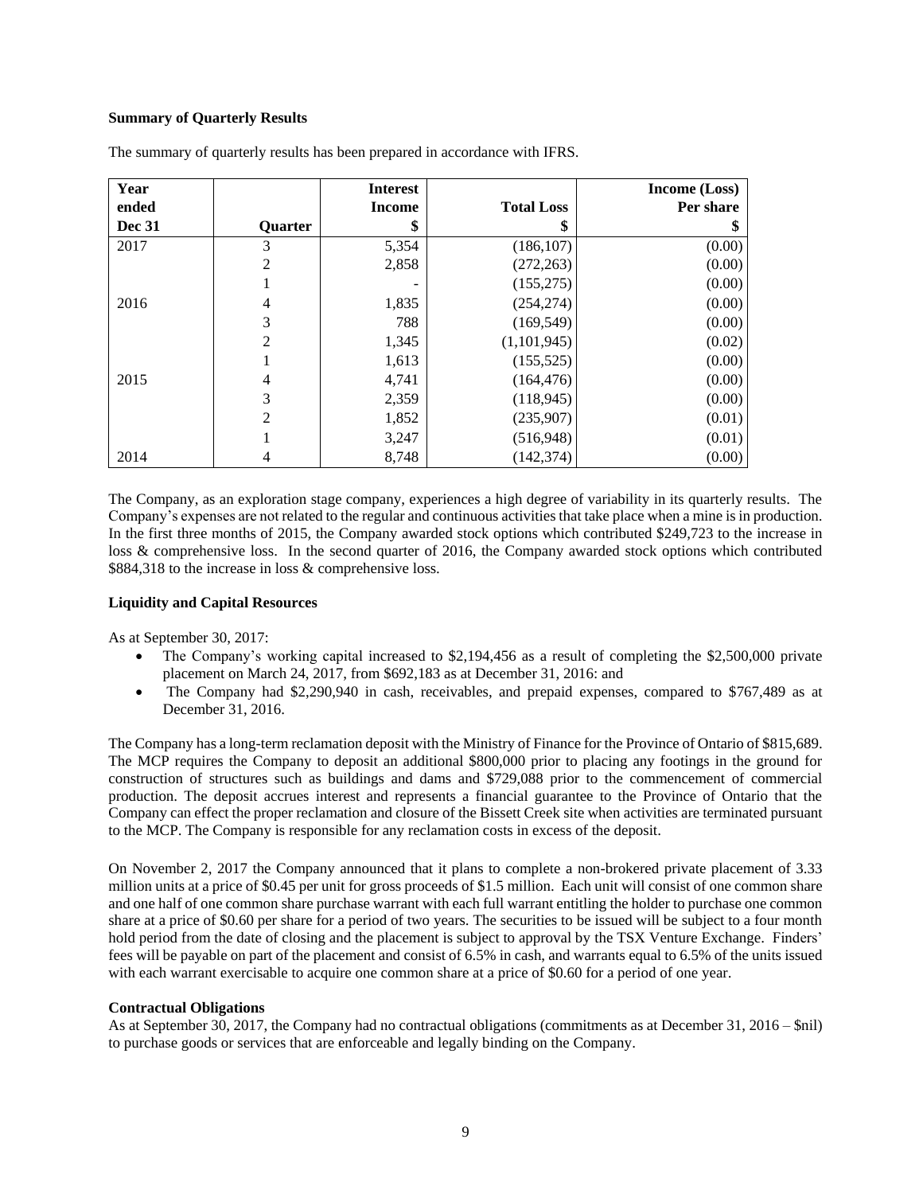**Summary of Quarterly Results**

The summary of quarterly results has been prepared in accordance with IFRS.

| Year ended Dec 31 | Quarter | Interest Income $ | Total Loss $ | Income (Loss) Per share $ |
|---|---|---|---|---|
| 2017 | 3 | 5,354 | (186,107) | (0.00) |
| | 2 | 2,858 | (272,263) | (0.00) |
| | 1 | - | (155,275) | (0.00) |
| 2016 | 4 | 1,835 | (254,274) | (0.00) |
| | 3 | 788 | (169,549) | (0.00) |
| | 2 | 1,345 | (1,101,945) | (0.02) |
| | 1 | 1,613 | (155,525) | (0.00) |
| 2015 | 4 | 4,741 | (164,476) | (0.00) |
| | 3 | 2,359 | (118,945) | (0.00) |
| | 2 | 1,852 | (235,907) | (0.01) |
| | 1 | 3,247 | (516,948) | (0.01) |
| 2014 | 4 | 8,748 | (142,374) | (0.00) |

The Company, as an exploration stage company, experiences a high degree of variability in its quarterly results. The Company's expenses are not related to the regular and continuous activities that take place when a mine is in production. In the first three months of 2015, the Company awarded stock options which contributed $249,723 to the increase in loss & comprehensive loss. In the second quarter of 2016, the Company awarded stock options which contributed $884,318 to the increase in loss & comprehensive loss.

**Liquidity and Capital Resources**

As at September 30, 2017:

- The Company's working capital increased to $2,194,456 as a result of completing the $2,500,000 private placement on March 24, 2017, from $692,183 as at December 31, 2016: and
- The Company had $2,290,940 in cash, receivables, and prepaid expenses, compared to $767,489 as at December 31, 2016.

The Company has a long-term reclamation deposit with the Ministry of Finance for the Province of Ontario of $815,689. The MCP requires the Company to deposit an additional $800,000 prior to placing any footings in the ground for construction of structures such as buildings and dams and $729,088 prior to the commencement of commercial production. The deposit accrues interest and represents a financial guarantee to the Province of Ontario that the Company can effect the proper reclamation and closure of the Bissett Creek site when activities are terminated pursuant to the MCP. The Company is responsible for any reclamation costs in excess of the deposit.

On November 2, 2017 the Company announced that it plans to complete a non-brokered private placement of 3.33 million units at a price of $0.45 per unit for gross proceeds of $1.5 million. Each unit will consist of one common share and one half of one common share purchase warrant with each full warrant entitling the holder to purchase one common share at a price of $0.60 per share for a period of two years. The securities to be issued will be subject to a four month hold period from the date of closing and the placement is subject to approval by the TSX Venture Exchange. Finders' fees will be payable on part of the placement and consist of 6.5% in cash, and warrants equal to 6.5% of the units issued with each warrant exercisable to acquire one common share at a price of $0.60 for a period of one year.

**Contractual Obligations**

As at September 30, 2017, the Company had no contractual obligations (commitments as at December 31, 2016 – $nil) to purchase goods or services that are enforceable and legally binding on the Company.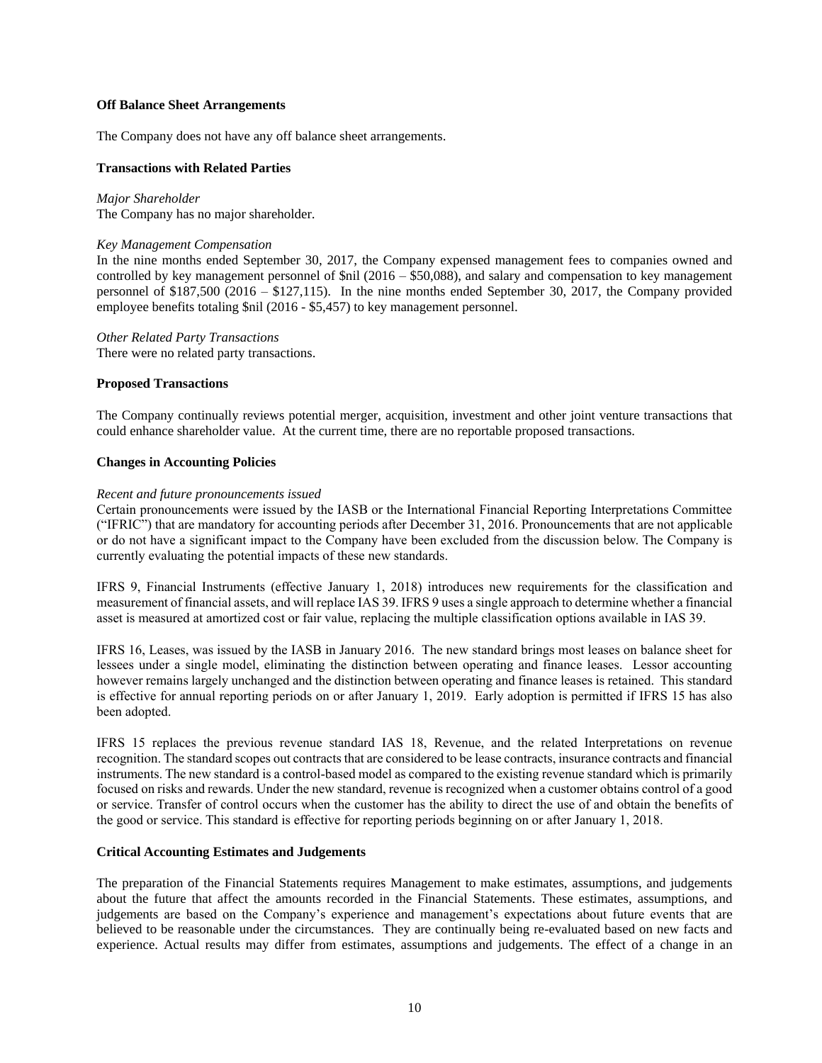**Off Balance Sheet Arrangements**

The Company does not have any off balance sheet arrangements.

**Transactions with Related Parties**

*Major Shareholder*
The Company has no major shareholder.

*Key Management Compensation*
In the nine months ended September 30, 2017, the Company expensed management fees to companies owned and controlled by key management personnel of $nil (2016 – $50,088), and salary and compensation to key management personnel of $187,500 (2016 – $127,115). In the nine months ended September 30, 2017, the Company provided employee benefits totaling $nil (2016 - $5,457) to key management personnel.

*Other Related Party Transactions*
There were no related party transactions.

**Proposed Transactions**

The Company continually reviews potential merger, acquisition, investment and other joint venture transactions that could enhance shareholder value. At the current time, there are no reportable proposed transactions.

**Changes in Accounting Policies**

*Recent and future pronouncements issued*
Certain pronouncements were issued by the IASB or the International Financial Reporting Interpretations Committee ("IFRIC") that are mandatory for accounting periods after December 31, 2016. Pronouncements that are not applicable or do not have a significant impact to the Company have been excluded from the discussion below. The Company is currently evaluating the potential impacts of these new standards.

IFRS 9, Financial Instruments (effective January 1, 2018) introduces new requirements for the classification and measurement of financial assets, and will replace IAS 39. IFRS 9 uses a single approach to determine whether a financial asset is measured at amortized cost or fair value, replacing the multiple classification options available in IAS 39.

IFRS 16, Leases, was issued by the IASB in January 2016. The new standard brings most leases on balance sheet for lessees under a single model, eliminating the distinction between operating and finance leases. Lessor accounting however remains largely unchanged and the distinction between operating and finance leases is retained. This standard is effective for annual reporting periods on or after January 1, 2019. Early adoption is permitted if IFRS 15 has also been adopted.

IFRS 15 replaces the previous revenue standard IAS 18, Revenue, and the related Interpretations on revenue recognition. The standard scopes out contracts that are considered to be lease contracts, insurance contracts and financial instruments. The new standard is a control-based model as compared to the existing revenue standard which is primarily focused on risks and rewards. Under the new standard, revenue is recognized when a customer obtains control of a good or service. Transfer of control occurs when the customer has the ability to direct the use of and obtain the benefits of the good or service. This standard is effective for reporting periods beginning on or after January 1, 2018.

**Critical Accounting Estimates and Judgements**

The preparation of the Financial Statements requires Management to make estimates, assumptions, and judgements about the future that affect the amounts recorded in the Financial Statements. These estimates, assumptions, and judgements are based on the Company's experience and management's expectations about future events that are believed to be reasonable under the circumstances. They are continually being re-evaluated based on new facts and experience. Actual results may differ from estimates, assumptions and judgements. The effect of a change in an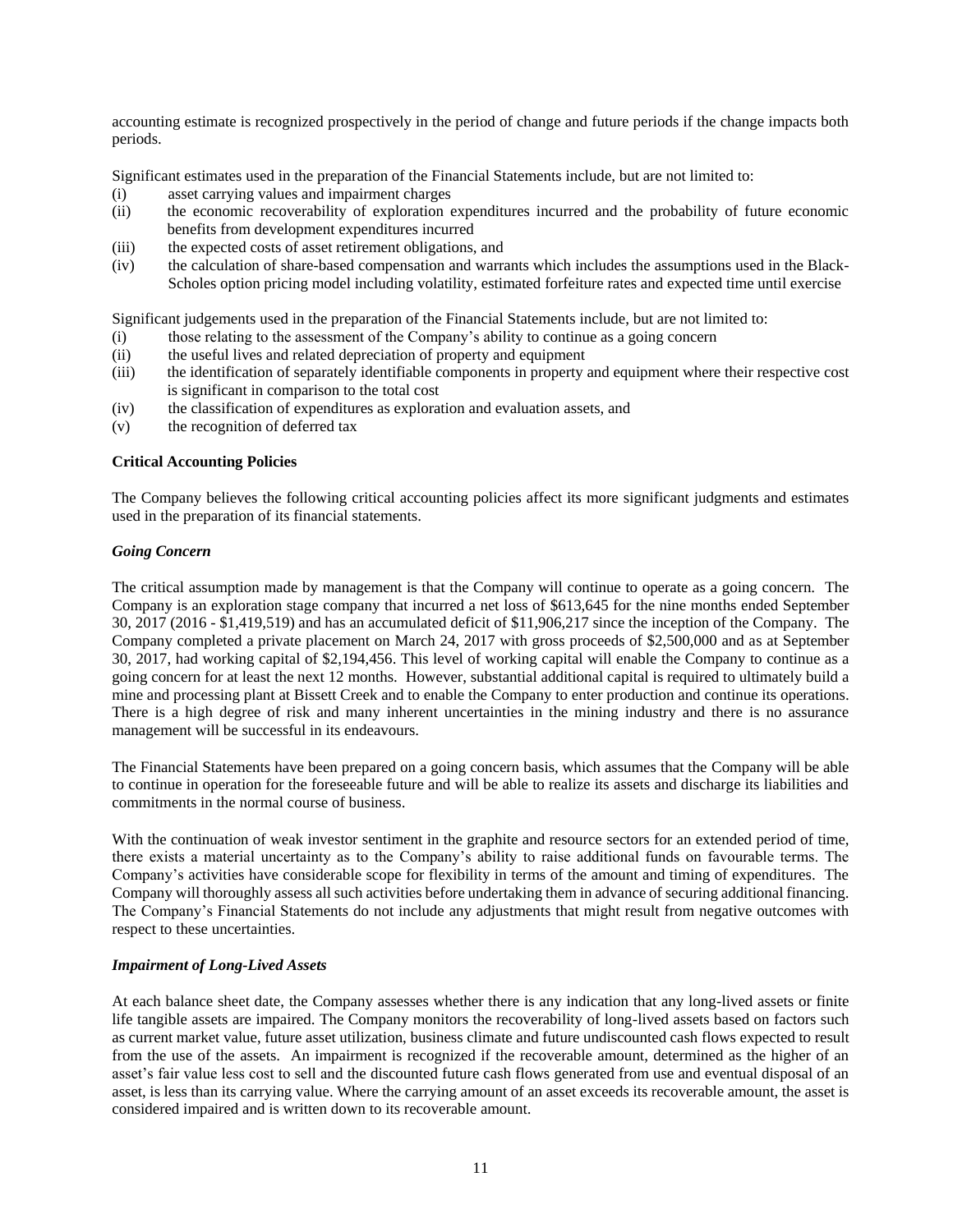accounting estimate is recognized prospectively in the period of change and future periods if the change impacts both periods.

Significant estimates used in the preparation of the Financial Statements include, but are not limited to:

(i) asset carrying values and impairment charges
(ii) the economic recoverability of exploration expenditures incurred and the probability of future economic benefits from development expenditures incurred
(iii) the expected costs of asset retirement obligations, and
(iv) the calculation of share-based compensation and warrants which includes the assumptions used in the Black-Scholes option pricing model including volatility, estimated forfeiture rates and expected time until exercise

Significant judgements used in the preparation of the Financial Statements include, but are not limited to:

(i) those relating to the assessment of the Company's ability to continue as a going concern
(ii) the useful lives and related depreciation of property and equipment
(iii) the identification of separately identifiable components in property and equipment where their respective cost is significant in comparison to the total cost
(iv) the classification of expenditures as exploration and evaluation assets, and
(v) the recognition of deferred tax

**Critical Accounting Policies**

The Company believes the following critical accounting policies affect its more significant judgments and estimates used in the preparation of its financial statements.

***Going Concern***

The critical assumption made by management is that the Company will continue to operate as a going concern. The Company is an exploration stage company that incurred a net loss of $613,645 for the nine months ended September 30, 2017 (2016 - $1,419,519) and has an accumulated deficit of $11,906,217 since the inception of the Company. The Company completed a private placement on March 24, 2017 with gross proceeds of $2,500,000 and as at September 30, 2017, had working capital of $2,194,456. This level of working capital will enable the Company to continue as a going concern for at least the next 12 months. However, substantial additional capital is required to ultimately build a mine and processing plant at Bissett Creek and to enable the Company to enter production and continue its operations. There is a high degree of risk and many inherent uncertainties in the mining industry and there is no assurance management will be successful in its endeavours.

The Financial Statements have been prepared on a going concern basis, which assumes that the Company will be able to continue in operation for the foreseeable future and will be able to realize its assets and discharge its liabilities and commitments in the normal course of business.

With the continuation of weak investor sentiment in the graphite and resource sectors for an extended period of time, there exists a material uncertainty as to the Company's ability to raise additional funds on favourable terms. The Company's activities have considerable scope for flexibility in terms of the amount and timing of expenditures. The Company will thoroughly assess all such activities before undertaking them in advance of securing additional financing. The Company's Financial Statements do not include any adjustments that might result from negative outcomes with respect to these uncertainties.

***Impairment of Long-Lived Assets***

At each balance sheet date, the Company assesses whether there is any indication that any long-lived assets or finite life tangible assets are impaired. The Company monitors the recoverability of long-lived assets based on factors such as current market value, future asset utilization, business climate and future undiscounted cash flows expected to result from the use of the assets. An impairment is recognized if the recoverable amount, determined as the higher of an asset's fair value less cost to sell and the discounted future cash flows generated from use and eventual disposal of an asset, is less than its carrying value. Where the carrying amount of an asset exceeds its recoverable amount, the asset is considered impaired and is written down to its recoverable amount.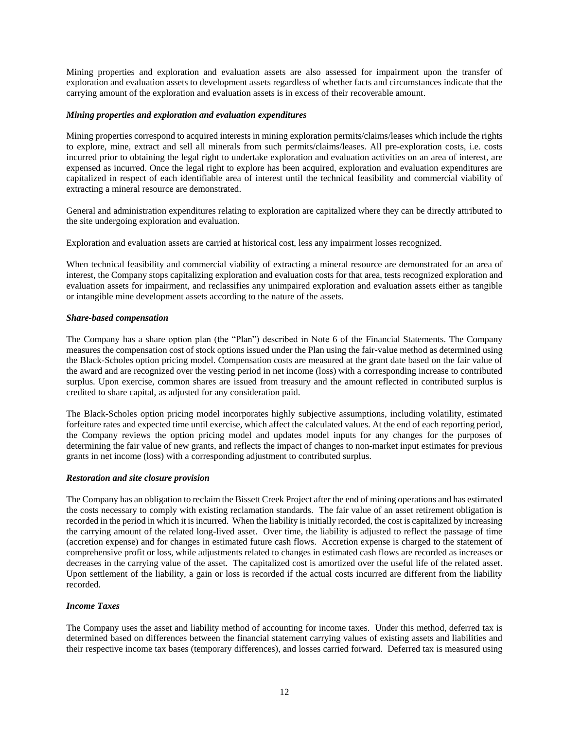Mining properties and exploration and evaluation assets are also assessed for impairment upon the transfer of exploration and evaluation assets to development assets regardless of whether facts and circumstances indicate that the carrying amount of the exploration and evaluation assets is in excess of their recoverable amount.

***Mining properties and exploration and evaluation expenditures***

Mining properties correspond to acquired interests in mining exploration permits/claims/leases which include the rights to explore, mine, extract and sell all minerals from such permits/claims/leases. All pre-exploration costs, i.e. costs incurred prior to obtaining the legal right to undertake exploration and evaluation activities on an area of interest, are expensed as incurred. Once the legal right to explore has been acquired, exploration and evaluation expenditures are capitalized in respect of each identifiable area of interest until the technical feasibility and commercial viability of extracting a mineral resource are demonstrated.

General and administration expenditures relating to exploration are capitalized where they can be directly attributed to the site undergoing exploration and evaluation.

Exploration and evaluation assets are carried at historical cost, less any impairment losses recognized.

When technical feasibility and commercial viability of extracting a mineral resource are demonstrated for an area of interest, the Company stops capitalizing exploration and evaluation costs for that area, tests recognized exploration and evaluation assets for impairment, and reclassifies any unimpaired exploration and evaluation assets either as tangible or intangible mine development assets according to the nature of the assets.

***Share-based compensation***

The Company has a share option plan (the "Plan") described in Note 6 of the Financial Statements. The Company measures the compensation cost of stock options issued under the Plan using the fair-value method as determined using the Black-Scholes option pricing model. Compensation costs are measured at the grant date based on the fair value of the award and are recognized over the vesting period in net income (loss) with a corresponding increase to contributed surplus. Upon exercise, common shares are issued from treasury and the amount reflected in contributed surplus is credited to share capital, as adjusted for any consideration paid.

The Black-Scholes option pricing model incorporates highly subjective assumptions, including volatility, estimated forfeiture rates and expected time until exercise, which affect the calculated values. At the end of each reporting period, the Company reviews the option pricing model and updates model inputs for any changes for the purposes of determining the fair value of new grants, and reflects the impact of changes to non-market input estimates for previous grants in net income (loss) with a corresponding adjustment to contributed surplus.

***Restoration and site closure provision***

The Company has an obligation to reclaim the Bissett Creek Project after the end of mining operations and has estimated the costs necessary to comply with existing reclamation standards. The fair value of an asset retirement obligation is recorded in the period in which it is incurred. When the liability is initially recorded, the cost is capitalized by increasing the carrying amount of the related long-lived asset. Over time, the liability is adjusted to reflect the passage of time (accretion expense) and for changes in estimated future cash flows. Accretion expense is charged to the statement of comprehensive profit or loss, while adjustments related to changes in estimated cash flows are recorded as increases or decreases in the carrying value of the asset. The capitalized cost is amortized over the useful life of the related asset. Upon settlement of the liability, a gain or loss is recorded if the actual costs incurred are different from the liability recorded.

***Income Taxes***

The Company uses the asset and liability method of accounting for income taxes. Under this method, deferred tax is determined based on differences between the financial statement carrying values of existing assets and liabilities and their respective income tax bases (temporary differences), and losses carried forward. Deferred tax is measured using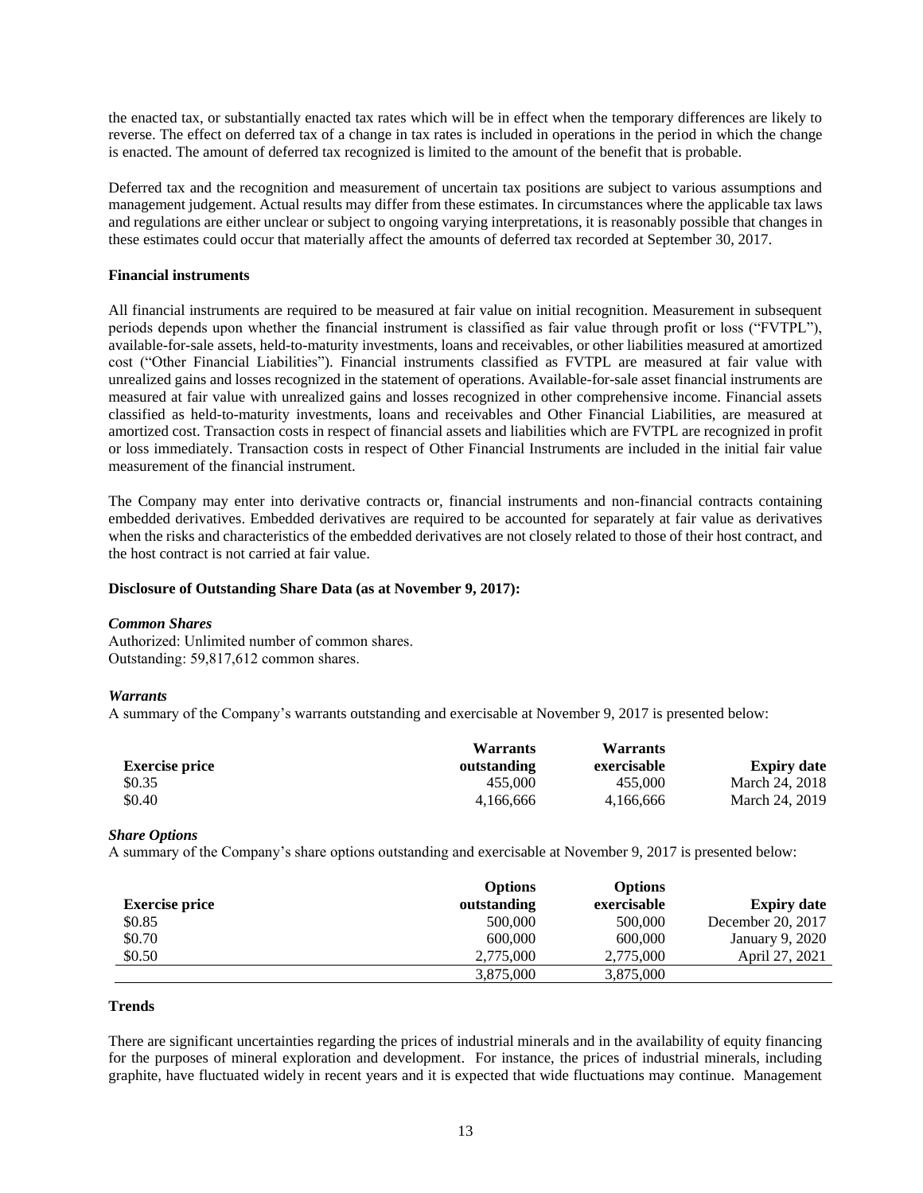the enacted tax, or substantially enacted tax rates which will be in effect when the temporary differences are likely to reverse. The effect on deferred tax of a change in tax rates is included in operations in the period in which the change is enacted. The amount of deferred tax recognized is limited to the amount of the benefit that is probable.

Deferred tax and the recognition and measurement of uncertain tax positions are subject to various assumptions and management judgement. Actual results may differ from these estimates. In circumstances where the applicable tax laws and regulations are either unclear or subject to ongoing varying interpretations, it is reasonably possible that changes in these estimates could occur that materially affect the amounts of deferred tax recorded at September 30, 2017.

**Financial instruments**

All financial instruments are required to be measured at fair value on initial recognition. Measurement in subsequent periods depends upon whether the financial instrument is classified as fair value through profit or loss ("FVTPL"), available-for-sale assets, held-to-maturity investments, loans and receivables, or other liabilities measured at amortized cost ("Other Financial Liabilities"). Financial instruments classified as FVTPL are measured at fair value with unrealized gains and losses recognized in the statement of operations. Available-for-sale asset financial instruments are measured at fair value with unrealized gains and losses recognized in other comprehensive income. Financial assets classified as held-to-maturity investments, loans and receivables and Other Financial Liabilities, are measured at amortized cost. Transaction costs in respect of financial assets and liabilities which are FVTPL are recognized in profit or loss immediately. Transaction costs in respect of Other Financial Instruments are included in the initial fair value measurement of the financial instrument.

The Company may enter into derivative contracts or, financial instruments and non-financial contracts containing embedded derivatives. Embedded derivatives are required to be accounted for separately at fair value as derivatives when the risks and characteristics of the embedded derivatives are not closely related to those of their host contract, and the host contract is not carried at fair value.

**Disclosure of Outstanding Share Data (as at November 9, 2017):**

***Common Shares***

Authorized: Unlimited number of common shares.
Outstanding: 59,817,612 common shares.

***Warrants***

A summary of the Company's warrants outstanding and exercisable at November 9, 2017 is presented below:

| Exercise price | Warrants outstanding | Warrants exercisable | Expiry date |
|---|---|---|---|
| $0.35 | 455,000 | 455,000 | March 24, 2018 |
| $0.40 | 4,166,666 | 4,166,666 | March 24, 2019 |

***Share Options***

A summary of the Company's share options outstanding and exercisable at November 9, 2017 is presented below:

| Exercise price | Options outstanding | Options exercisable | Expiry date |
|---|---|---|---|
| $0.85 | 500,000 | 500,000 | December 20, 2017 |
| $0.70 | 600,000 | 600,000 | January 9, 2020 |
| $0.50 | 2,775,000 | 2,775,000 | April 27, 2021 |
| | 3,875,000 | 3,875,000 | |

**Trends**

There are significant uncertainties regarding the prices of industrial minerals and in the availability of equity financing for the purposes of mineral exploration and development. For instance, the prices of industrial minerals, including graphite, have fluctuated widely in recent years and it is expected that wide fluctuations may continue. Management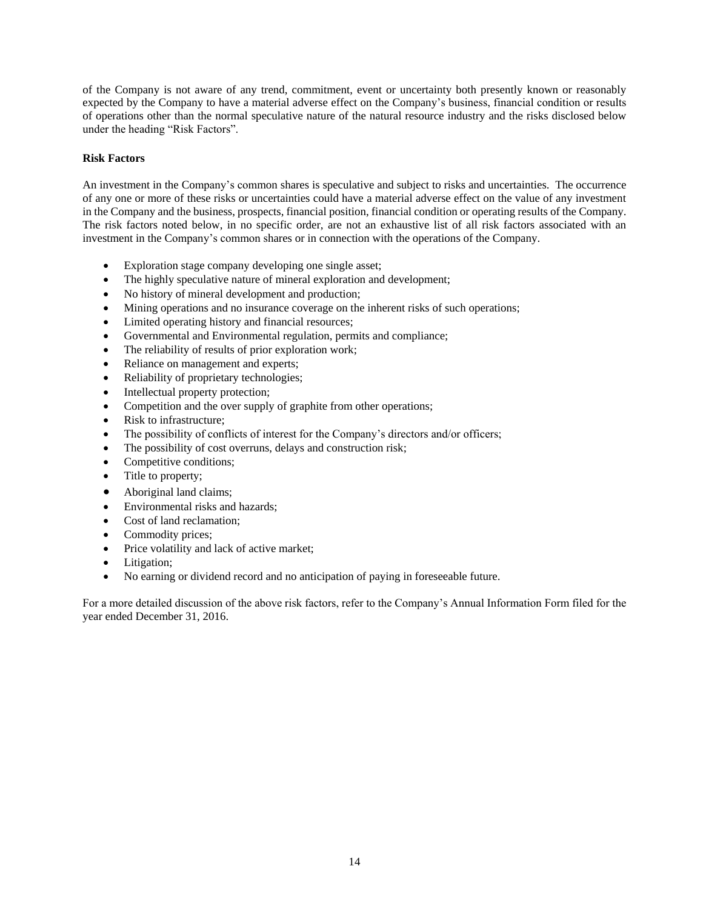of the Company is not aware of any trend, commitment, event or uncertainty both presently known or reasonably expected by the Company to have a material adverse effect on the Company's business, financial condition or results of operations other than the normal speculative nature of the natural resource industry and the risks disclosed below under the heading "Risk Factors".

**Risk Factors**

An investment in the Company's common shares is speculative and subject to risks and uncertainties. The occurrence of any one or more of these risks or uncertainties could have a material adverse effect on the value of any investment in the Company and the business, prospects, financial position, financial condition or operating results of the Company. The risk factors noted below, in no specific order, are not an exhaustive list of all risk factors associated with an investment in the Company's common shares or in connection with the operations of the Company.

- Exploration stage company developing one single asset;
- The highly speculative nature of mineral exploration and development;
- No history of mineral development and production;
- Mining operations and no insurance coverage on the inherent risks of such operations;
- Limited operating history and financial resources;
- Governmental and Environmental regulation, permits and compliance;
- The reliability of results of prior exploration work;
- Reliance on management and experts;
- Reliability of proprietary technologies;
- Intellectual property protection;
- Competition and the over supply of graphite from other operations;
- Risk to infrastructure;
- The possibility of conflicts of interest for the Company's directors and/or officers;
- The possibility of cost overruns, delays and construction risk;
- Competitive conditions;
- Title to property;
- Aboriginal land claims;
- Environmental risks and hazards;
- Cost of land reclamation;
- Commodity prices;
- Price volatility and lack of active market;
- Litigation;
- No earning or dividend record and no anticipation of paying in foreseeable future.

For a more detailed discussion of the above risk factors, refer to the Company's Annual Information Form filed for the year ended December 31, 2016.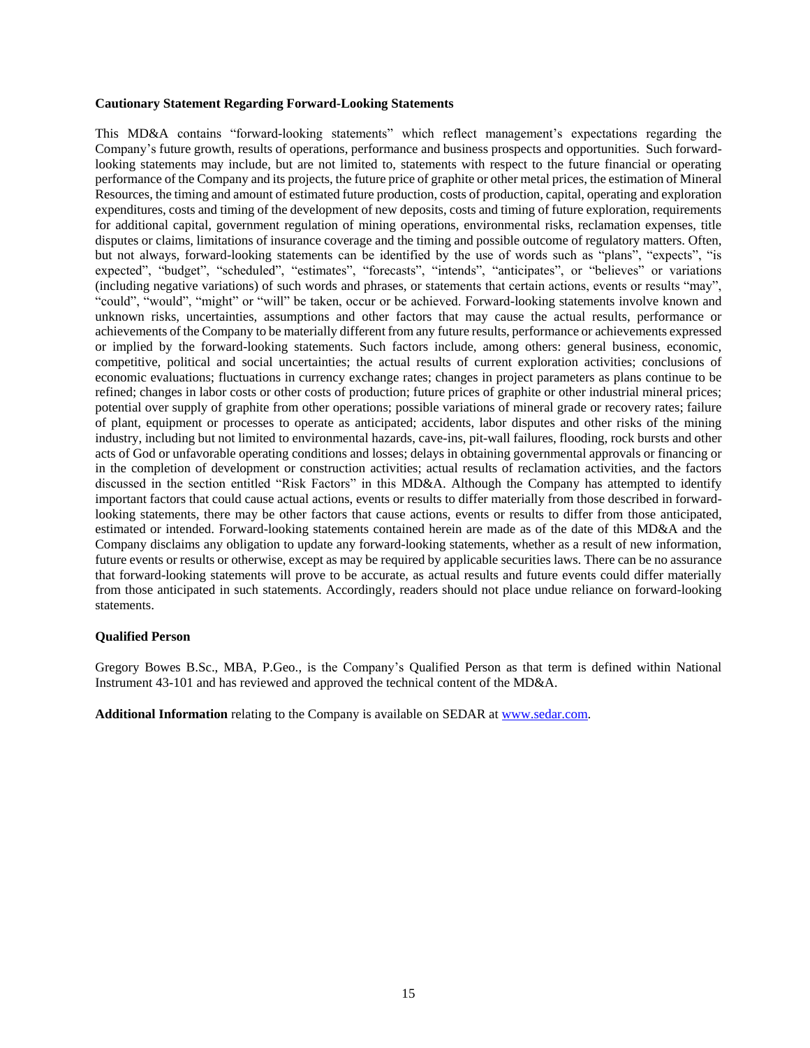**Cautionary Statement Regarding Forward-Looking Statements**

This MD&A contains "forward-looking statements" which reflect management's expectations regarding the Company's future growth, results of operations, performance and business prospects and opportunities. Such forward-looking statements may include, but are not limited to, statements with respect to the future financial or operating performance of the Company and its projects, the future price of graphite or other metal prices, the estimation of Mineral Resources, the timing and amount of estimated future production, costs of production, capital, operating and exploration expenditures, costs and timing of the development of new deposits, costs and timing of future exploration, requirements for additional capital, government regulation of mining operations, environmental risks, reclamation expenses, title disputes or claims, limitations of insurance coverage and the timing and possible outcome of regulatory matters. Often, but not always, forward-looking statements can be identified by the use of words such as "plans", "expects", "is expected", "budget", "scheduled", "estimates", "forecasts", "intends", "anticipates", or "believes" or variations (including negative variations) of such words and phrases, or statements that certain actions, events or results "may", "could", "would", "might" or "will" be taken, occur or be achieved. Forward-looking statements involve known and unknown risks, uncertainties, assumptions and other factors that may cause the actual results, performance or achievements of the Company to be materially different from any future results, performance or achievements expressed or implied by the forward-looking statements. Such factors include, among others: general business, economic, competitive, political and social uncertainties; the actual results of current exploration activities; conclusions of economic evaluations; fluctuations in currency exchange rates; changes in project parameters as plans continue to be refined; changes in labor costs or other costs of production; future prices of graphite or other industrial mineral prices; potential over supply of graphite from other operations; possible variations of mineral grade or recovery rates; failure of plant, equipment or processes to operate as anticipated; accidents, labor disputes and other risks of the mining industry, including but not limited to environmental hazards, cave-ins, pit-wall failures, flooding, rock bursts and other acts of God or unfavorable operating conditions and losses; delays in obtaining governmental approvals or financing or in the completion of development or construction activities; actual results of reclamation activities, and the factors discussed in the section entitled "Risk Factors" in this MD&A. Although the Company has attempted to identify important factors that could cause actual actions, events or results to differ materially from those described in forward-looking statements, there may be other factors that cause actions, events or results to differ from those anticipated, estimated or intended. Forward-looking statements contained herein are made as of the date of this MD&A and the Company disclaims any obligation to update any forward-looking statements, whether as a result of new information, future events or results or otherwise, except as may be required by applicable securities laws. There can be no assurance that forward-looking statements will prove to be accurate, as actual results and future events could differ materially from those anticipated in such statements. Accordingly, readers should not place undue reliance on forward-looking statements.

**Qualified Person**

Gregory Bowes B.Sc., MBA, P.Geo., is the Company's Qualified Person as that term is defined within National Instrument 43-101 and has reviewed and approved the technical content of the MD&A.

**Additional Information** relating to the Company is available on SEDAR at www.sedar.com.